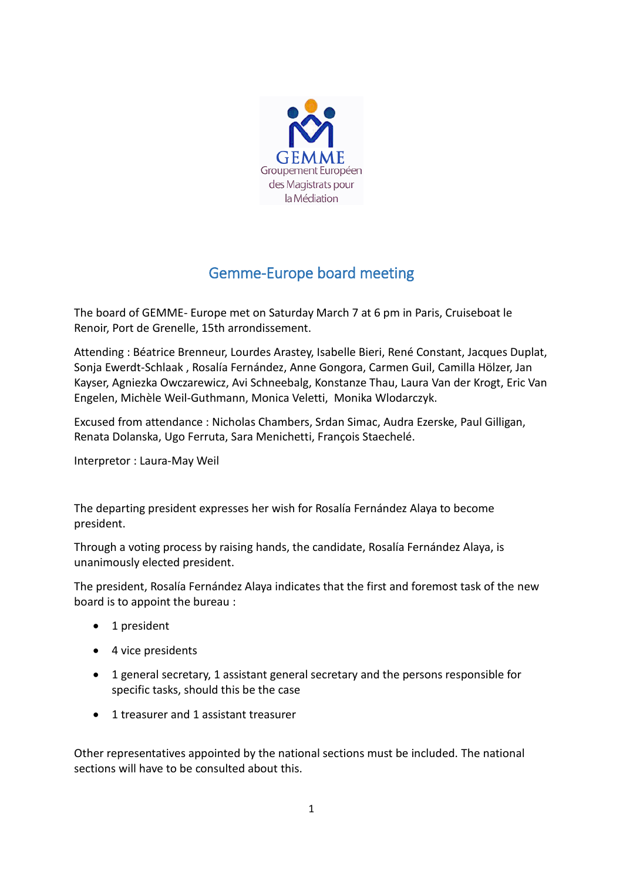GEMME

Groupement Européen des Magistrats pour la Médiation

# Gemme-Europe board meeting

The board of GEMME- Europe met on Saturday March 7 at 6 pm in Paris, Cruiseboat le Renoir, Port de Grenelle, 15th arrondissement.

Attending : Béatrice Brenneur, Lourdes Arastey, Isabelle Bieri, René Constant, Jacques Duplat, Sonja Ewerdt-Schlaak , Rosalía Fernández, Anne Gongora, Carmen Guil, Camilla Hölzer, Jan Kayser, Agniezka Owczarewicz, Avi Schneebalg, Konstanze Thau, Laura Van der Krogt, Eric Van Engelen, Michèle Weil-Guthmann, Monica Veletti, Monika Wlodarczyk.

Excused from attendance : Nicholas Chambers, Srdan Simac, Audra Ezerske, Paul Gilligan, Renata Dolanska, Ugo Ferruta, Sara Menichetti, François Staechelé.

Interpretor : Laura-May Weil

The departing president expresses her wish for Rosalía Fernández Alaya to become president.

Through a voting process by raising hands, the candidate, Rosalía Fernández Alaya, is unanimously elected president.

The president, Rosalía Fernández Alaya indicates that the first and foremost task of the new board is to appoint the bureau :

- 1 president
- 4 vice presidents
- 1 general secretary, 1 assistant general secretary and the persons responsible for specific tasks, should this be the case
- 1 treasurer and 1 assistant treasurer

Other representatives appointed by the national sections must be included. The national sections will have to be consulted about this.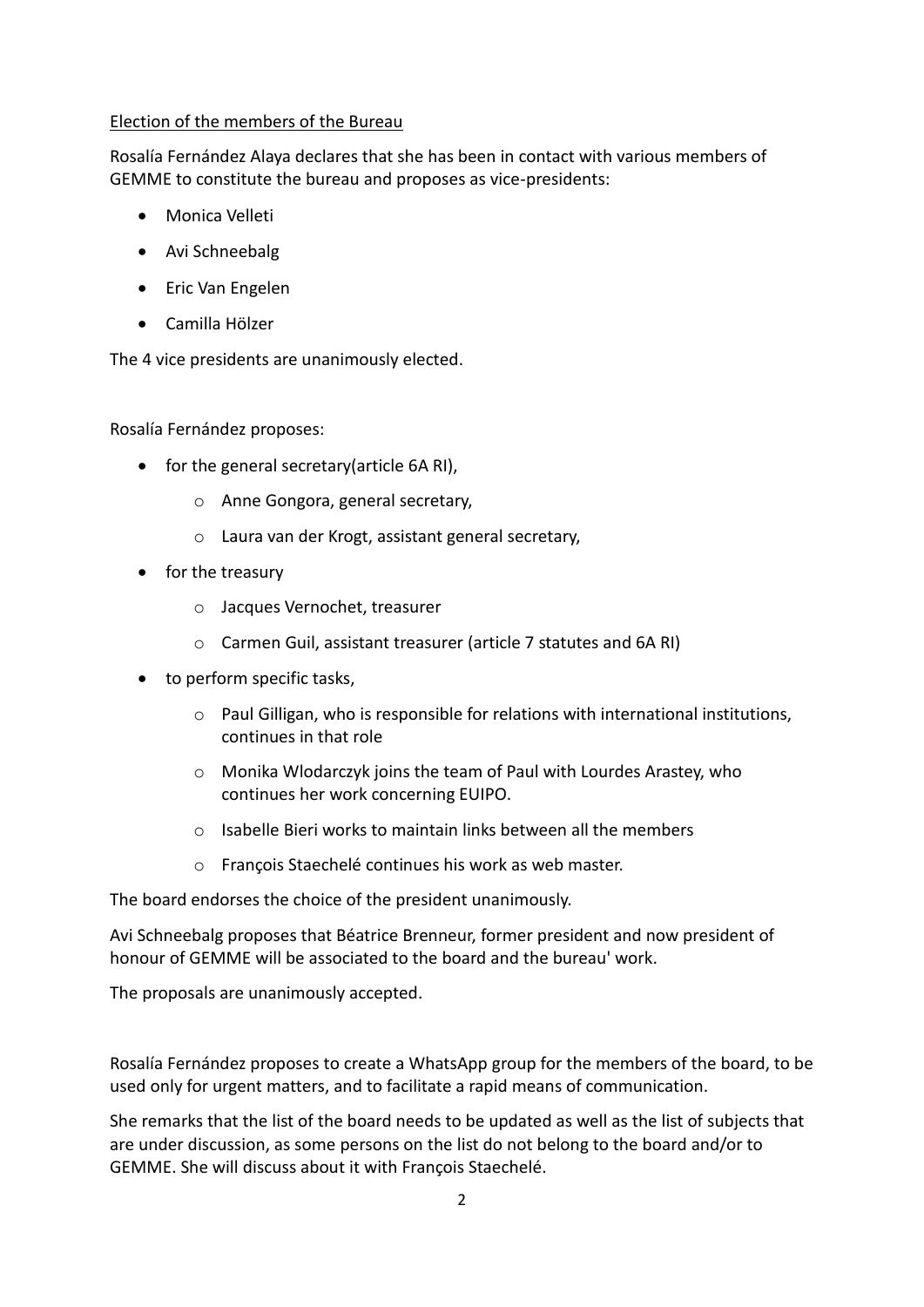<u>Election of the members of the Bureau</u>

Rosalía Fernández Alaya declares that she has been in contact with various members of GEMME to constitute the bureau and proposes as vice-presidents:

- Monica Velleti
- Avi Schneebalg
- Eric Van Engelen
- Camilla Hölzer

The 4 vice presidents are unanimously elected.

Rosalía Fernández proposes:

- for the general secretary(article 6A RI),
  - Anne Gongora, general secretary,
  - Laura van der Krogt, assistant general secretary,
- for the treasury
  - Jacques Vernochet, treasurer
  - Carmen Guil, assistant treasurer (article 7 statutes and 6A RI)
- to perform specific tasks,
  - Paul Gilligan, who is responsible for relations with international institutions, continues in that role
  - Monika Wlodarczyk joins the team of Paul with Lourdes Arastey, who continues her work concerning EUIPO.
  - Isabelle Bieri works to maintain links between all the members
  - François Staechelé continues his work as web master.

The board endorses the choice of the president unanimously.

Avi Schneebalg proposes that Béatrice Brenneur, former president and now president of honour of GEMME will be associated to the board and the bureau' work.

The proposals are unanimously accepted.

Rosalía Fernández proposes to create a WhatsApp group for the members of the board, to be used only for urgent matters, and to facilitate a rapid means of communication.

She remarks that the list of the board needs to be updated as well as the list of subjects that are under discussion, as some persons on the list do not belong to the board and/or to GEMME. She will discuss about it with François Staechelé.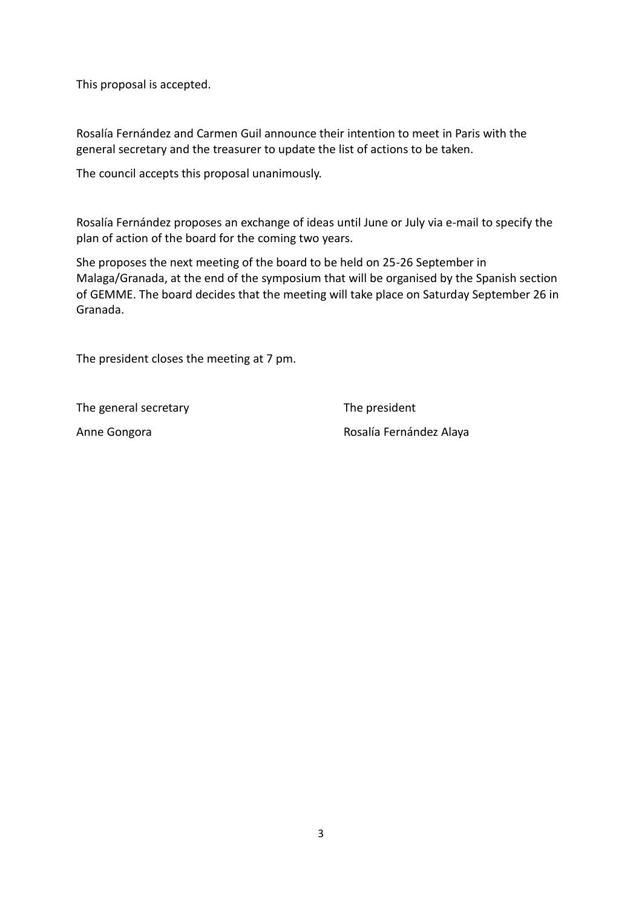This proposal is accepted.

Rosalía Fernández and Carmen Guil announce their intention to meet in Paris with the general secretary and the treasurer to update the list of actions to be taken.

The council accepts this proposal unanimously.

Rosalía Fernández proposes an exchange of ideas until June or July via e-mail to specify the plan of action of the board for the coming two years.

She proposes the next meeting of the board to be held on 25-26 September in Malaga/Granada, at the end of the symposium that will be organised by the Spanish section of GEMME. The board decides that the meeting will take place on Saturday September 26 in Granada.

The president closes the meeting at 7 pm.

The general secretary

Anne Gongora

The president

Rosalía Fernández Alaya